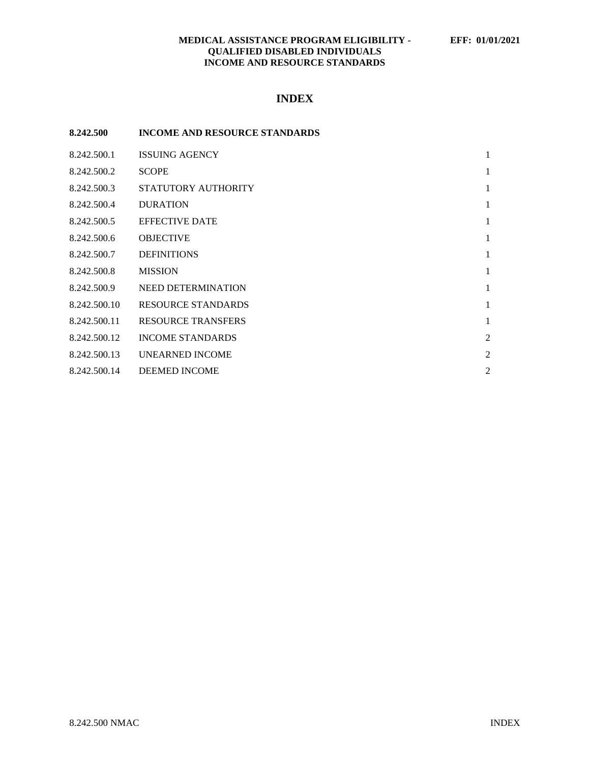# INDEX

| 8.242.500 | INCOME AND RESOURCE STANDARDS | |
|---|---|---|
| 8.242.500.1 | ISSUING AGENCY | 1 |
| 8.242.500.2 | SCOPE | 1 |
| 8.242.500.3 | STATUTORY AUTHORITY | 1 |
| 8.242.500.4 | DURATION | 1 |
| 8.242.500.5 | EFFECTIVE DATE | 1 |
| 8.242.500.6 | OBJECTIVE | 1 |
| 8.242.500.7 | DEFINITIONS | 1 |
| 8.242.500.8 | MISSION | 1 |
| 8.242.500.9 | NEED DETERMINATION | 1 |
| 8.242.500.10 | RESOURCE STANDARDS | 1 |
| 8.242.500.11 | RESOURCE TRANSFERS | 1 |
| 8.242.500.12 | INCOME STANDARDS | 2 |
| 8.242.500.13 | UNEARNED INCOME | 2 |
| 8.242.500.14 | DEEMED INCOME | 2 |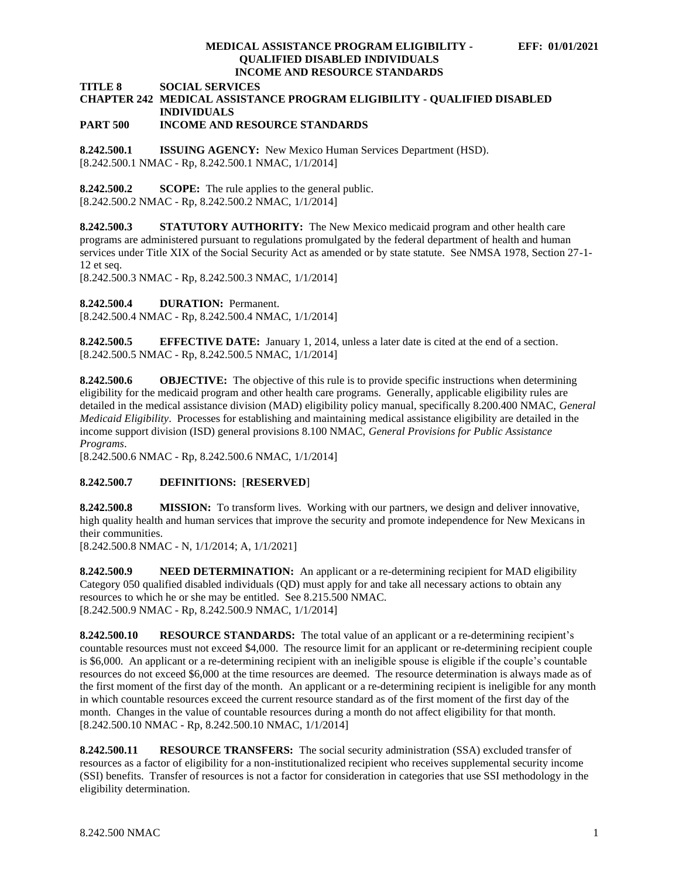**TITLE 8 SOCIAL SERVICES**
**CHAPTER 242 MEDICAL ASSISTANCE PROGRAM ELIGIBILITY - QUALIFIED DISABLED INDIVIDUALS**
**PART 500 INCOME AND RESOURCE STANDARDS**

**8.242.500.1 ISSUING AGENCY:** New Mexico Human Services Department (HSD).
[8.242.500.1 NMAC - Rp, 8.242.500.1 NMAC, 1/1/2014]

**8.242.500.2 SCOPE:** The rule applies to the general public.
[8.242.500.2 NMAC - Rp, 8.242.500.2 NMAC, 1/1/2014]

**8.242.500.3 STATUTORY AUTHORITY:** The New Mexico medicaid program and other health care programs are administered pursuant to regulations promulgated by the federal department of health and human services under Title XIX of the Social Security Act as amended or by state statute. See NMSA 1978, Section 27-1-12 et seq.
[8.242.500.3 NMAC - Rp, 8.242.500.3 NMAC, 1/1/2014]

**8.242.500.4 DURATION:** Permanent.
[8.242.500.4 NMAC - Rp, 8.242.500.4 NMAC, 1/1/2014]

**8.242.500.5 EFFECTIVE DATE:** January 1, 2014, unless a later date is cited at the end of a section.
[8.242.500.5 NMAC - Rp, 8.242.500.5 NMAC, 1/1/2014]

**8.242.500.6 OBJECTIVE:** The objective of this rule is to provide specific instructions when determining eligibility for the medicaid program and other health care programs. Generally, applicable eligibility rules are detailed in the medical assistance division (MAD) eligibility policy manual, specifically 8.200.400 NMAC, *General Medicaid Eligibility*. Processes for establishing and maintaining medical assistance eligibility are detailed in the income support division (ISD) general provisions 8.100 NMAC, *General Provisions for Public Assistance Programs*.
[8.242.500.6 NMAC - Rp, 8.242.500.6 NMAC, 1/1/2014]

**8.242.500.7 DEFINITIONS:** [**RESERVED**]

**8.242.500.8 MISSION:** To transform lives. Working with our partners, we design and deliver innovative, high quality health and human services that improve the security and promote independence for New Mexicans in their communities.
[8.242.500.8 NMAC - N, 1/1/2014; A, 1/1/2021]

**8.242.500.9 NEED DETERMINATION:** An applicant or a re-determining recipient for MAD eligibility Category 050 qualified disabled individuals (QD) must apply for and take all necessary actions to obtain any resources to which he or she may be entitled. See 8.215.500 NMAC.
[8.242.500.9 NMAC - Rp, 8.242.500.9 NMAC, 1/1/2014]

**8.242.500.10 RESOURCE STANDARDS:** The total value of an applicant or a re-determining recipient's countable resources must not exceed $4,000. The resource limit for an applicant or re-determining recipient couple is $6,000. An applicant or a re-determining recipient with an ineligible spouse is eligible if the couple's countable resources do not exceed $6,000 at the time resources are deemed. The resource determination is always made as of the first moment of the first day of the month. An applicant or a re-determining recipient is ineligible for any month in which countable resources exceed the current resource standard as of the first moment of the first day of the month. Changes in the value of countable resources during a month do not affect eligibility for that month.
[8.242.500.10 NMAC - Rp, 8.242.500.10 NMAC, 1/1/2014]

**8.242.500.11 RESOURCE TRANSFERS:** The social security administration (SSA) excluded transfer of resources as a factor of eligibility for a non-institutionalized recipient who receives supplemental security income (SSI) benefits. Transfer of resources is not a factor for consideration in categories that use SSI methodology in the eligibility determination.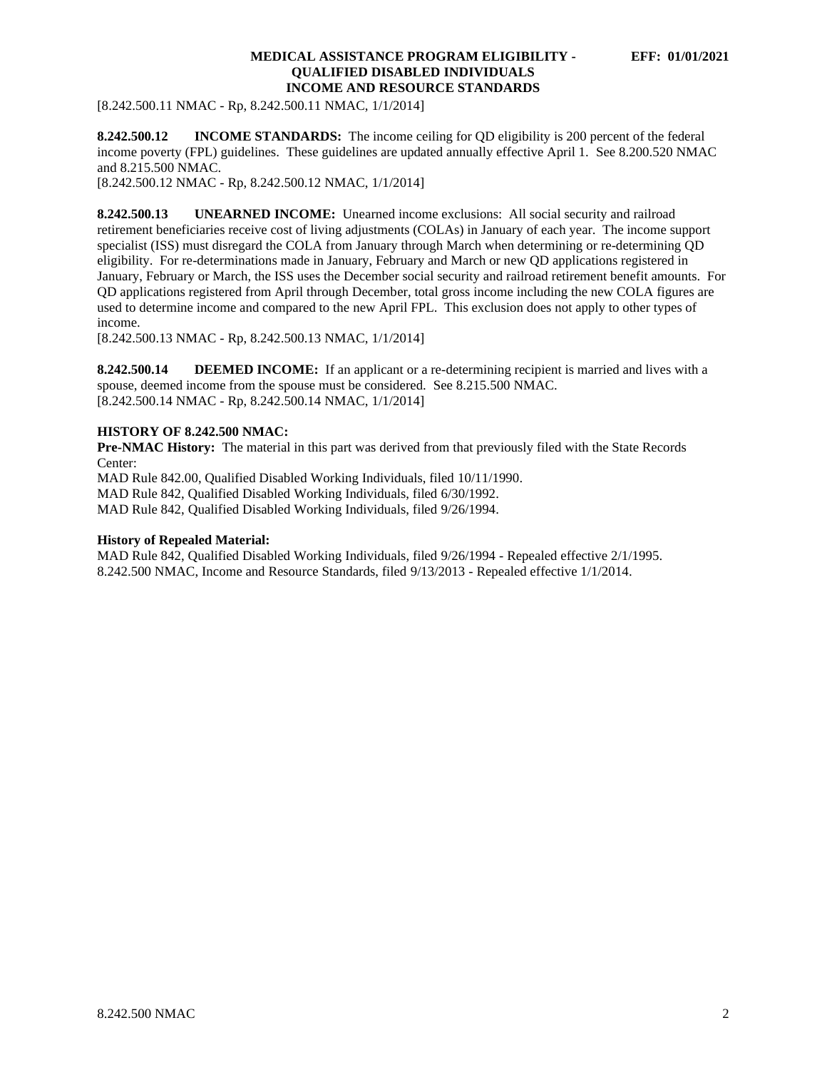[8.242.500.11 NMAC - Rp, 8.242.500.11 NMAC, 1/1/2014]

**8.242.500.12 INCOME STANDARDS:** The income ceiling for QD eligibility is 200 percent of the federal income poverty (FPL) guidelines. These guidelines are updated annually effective April 1. See 8.200.520 NMAC and 8.215.500 NMAC.
[8.242.500.12 NMAC - Rp, 8.242.500.12 NMAC, 1/1/2014]

**8.242.500.13 UNEARNED INCOME:** Unearned income exclusions: All social security and railroad retirement beneficiaries receive cost of living adjustments (COLAs) in January of each year. The income support specialist (ISS) must disregard the COLA from January through March when determining or re-determining QD eligibility. For re-determinations made in January, February and March or new QD applications registered in January, February or March, the ISS uses the December social security and railroad retirement benefit amounts. For QD applications registered from April through December, total gross income including the new COLA figures are used to determine income and compared to the new April FPL. This exclusion does not apply to other types of income.
[8.242.500.13 NMAC - Rp, 8.242.500.13 NMAC, 1/1/2014]

**8.242.500.14 DEEMED INCOME:** If an applicant or a re-determining recipient is married and lives with a spouse, deemed income from the spouse must be considered. See 8.215.500 NMAC.
[8.242.500.14 NMAC - Rp, 8.242.500.14 NMAC, 1/1/2014]

**HISTORY OF 8.242.500 NMAC:**

**Pre-NMAC History:** The material in this part was derived from that previously filed with the State Records Center:
MAD Rule 842.00, Qualified Disabled Working Individuals, filed 10/11/1990.
MAD Rule 842, Qualified Disabled Working Individuals, filed 6/30/1992.
MAD Rule 842, Qualified Disabled Working Individuals, filed 9/26/1994.

**History of Repealed Material:**
MAD Rule 842, Qualified Disabled Working Individuals, filed 9/26/1994 - Repealed effective 2/1/1995.
8.242.500 NMAC, Income and Resource Standards, filed 9/13/2013 - Repealed effective 1/1/2014.